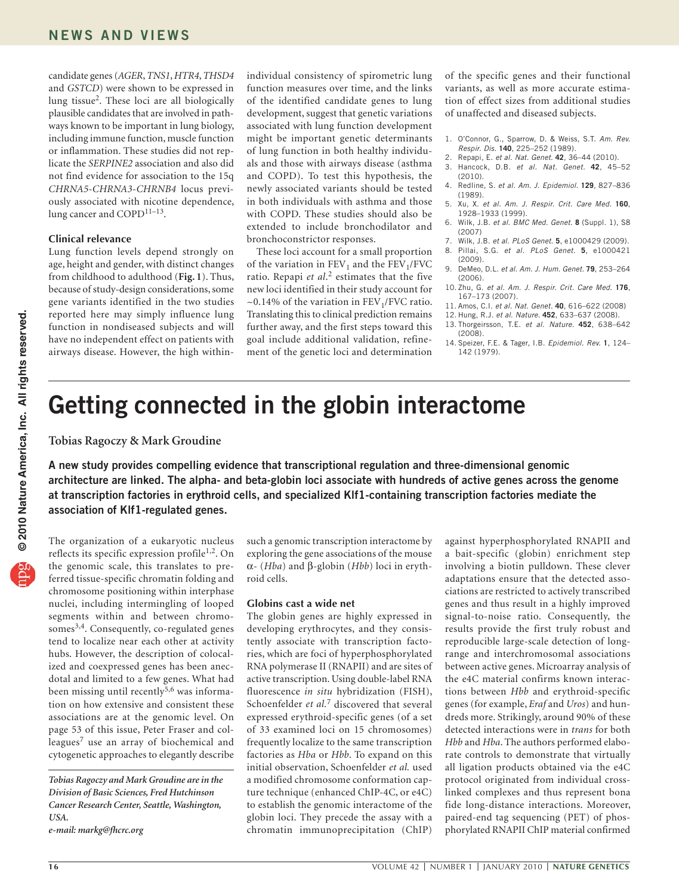candidate genes (*AGER*, *TNS1*, *HTR4*, *THSD4* and *GSTCD*) were shown to be expressed in lung tissue[2]. These loci are all biologically plausible candidates that are involved in pathways known to be important in lung biology, including immune function, muscle function or inflammation. These studies did not replicate the *SERPINE2* association and also did not find evidence for association to the 15q *CHRNA5-CHRNA3-CHRNB4* locus previously associated with nicotine dependence, lung cancer and COPD[11–13].

### Clinical relevance

Lung function levels depend strongly on age, height and gender, with distinct changes from childhood to adulthood (**Fig. 1**). Thus, because of study-design considerations, some gene variants identified in the two studies reported here may simply influence lung function in nondiseased subjects and will have no independent effect on patients with airways disease. However, the high within-individual consistency of spirometric lung function measures over time, and the links of the identified candidate genes to lung development, suggest that genetic variations associated with lung function development might be important genetic determinants of lung function in both healthy individuals and those with airways disease (asthma and COPD). To test this hypothesis, the newly associated variants should be tested in both individuals with asthma and those with COPD. These studies should also be extended to include bronchodilator and bronchoconstrictor responses.

These loci account for a small proportion of the variation in $FEV_1$ and the $FEV_1$/FVC ratio. Repapi *et al.*[2] estimates that the five new loci identified in their study account for ~0.14% of the variation in $FEV_1$/FVC ratio. Translating this to clinical prediction remains further away, and the first steps toward this goal include additional validation, refinement of the genetic loci and determination of the specific genes and their functional variants, as well as more accurate estimation of effect sizes from additional studies of unaffected and diseased subjects.

1. O'Connor, G., Sparrow, D. & Weiss, S.T. *Am. Rev. Respir. Dis.* **140**, 225–252 (1989).
2. Repapi, E. *et al. Nat. Genet.* **42**, 36–44 (2010).
3. Hancock, D.B. *et al. Nat. Genet.* **42**, 45–52 (2010).
4. Redline, S. *et al. Am. J. Epidemiol.* **129**, 827–836 (1989).
5. Xu, X. *et al. Am. J. Respir. Crit. Care Med.* **160**, 1928–1933 (1999).
6. Wilk, J.B. *et al. BMC Med. Genet.* **8** (Suppl. 1), S8 (2007)
7. Wilk, J.B. *et al. PLoS Genet.* **5**, e1000429 (2009).
8. Pillai, S.G. *et al. PLoS Genet.* **5**, e1000421 (2009).
9. DeMeo, D.L. *et al. Am. J. Hum. Genet.* **79**, 253–264 (2006).
10. Zhu, G. *et al. Am. J. Respir. Crit. Care Med.* **176**, 167–173 (2007).
11. Amos, C.I. *et al. Nat. Genet.* **40**, 616–622 (2008)
12. Hung, R.J. *et al. Nature.* **452**, 633–637 (2008).
13. Thorgeirsson, T.E. *et al. Nature.* **452**, 638–642 (2008).
14. Speizer, F.E. & Tager, I.B. *Epidemiol. Rev.* **1**, 124–142 (1979).

# Getting connected in the globin interactome

**Tobias Ragoczy & Mark Groudine**

**A new study provides compelling evidence that transcriptional regulation and three-dimensional genomic architecture are linked. The alpha- and beta-globin loci associate with hundreds of active genes across the genome at transcription factories in erythroid cells, and specialized Klf1-containing transcription factories mediate the association of Klf1-regulated genes.**

The organization of a eukaryotic nucleus reflects its specific expression profile[1,2]. On the genomic scale, this translates to preferred tissue-specific chromatin folding and chromosome positioning within interphase nuclei, including intermingling of looped segments within and between chromosomes[3,4]. Consequently, co-regulated genes tend to localize near each other at activity hubs. However, the description of colocalized and coexpressed genes has been anecdotal and limited to a few genes. What had been missing until recently[5,6] was information on how extensive and consistent these associations are at the genomic level. On page 53 of this issue, Peter Fraser and colleagues[7] use an array of biochemical and cytogenetic approaches to elegantly describe such a genomic transcription interactome by exploring the gene associations of the mouse α- (*Hba*) and β-globin (*Hbb*) loci in erythroid cells.

*Tobias Ragoczy and Mark Groudine are in the Division of Basic Sciences, Fred Hutchinson Cancer Research Center, Seattle, Washington, USA.*
*e-mail: markg@fhcrc.org*

### Globins cast a wide net

The globin genes are highly expressed in developing erythrocytes, and they consistently associate with transcription factories, which are foci of hyperphosphorylated RNA polymerase II (RNAPII) and are sites of active transcription. Using double-label RNA fluorescence *in situ* hybridization (FISH), Schoenfelder *et al.*[7] discovered that several expressed erythroid-specific genes (of a set of 33 examined loci on 15 chromosomes) frequently localize to the same transcription factories as *Hba* or *Hbb*. To expand on this initial observation, Schoenfelder *et al.* used a modified chromosome conformation capture technique (enhanced ChIP-4C, or e4C) to establish the genomic interactome of the globin loci. They precede the assay with a chromatin immunoprecipitation (ChIP) against hyperphosphorylated RNAPII and a bait-specific (globin) enrichment step involving a biotin pulldown. These clever adaptations ensure that the detected associations are restricted to actively transcribed genes and thus result in a highly improved signal-to-noise ratio. Consequently, the results provide the first truly robust and reproducible large-scale detection of long-range and interchromosomal associations between active genes. Microarray analysis of the e4C material confirms known interactions between *Hbb* and erythroid-specific genes (for example, *Eraf* and *Uros*) and hundreds more. Strikingly, around 90% of these detected interactions were in *trans* for both *Hbb* and *Hba*. The authors performed elaborate controls to demonstrate that virtually all ligation products obtained via the e4C protocol originated from individual cross-linked complexes and thus represent bona fide long-distance interactions. Moreover, paired-end tag sequencing (PET) of phosphorylated RNAPII ChIP material confirmed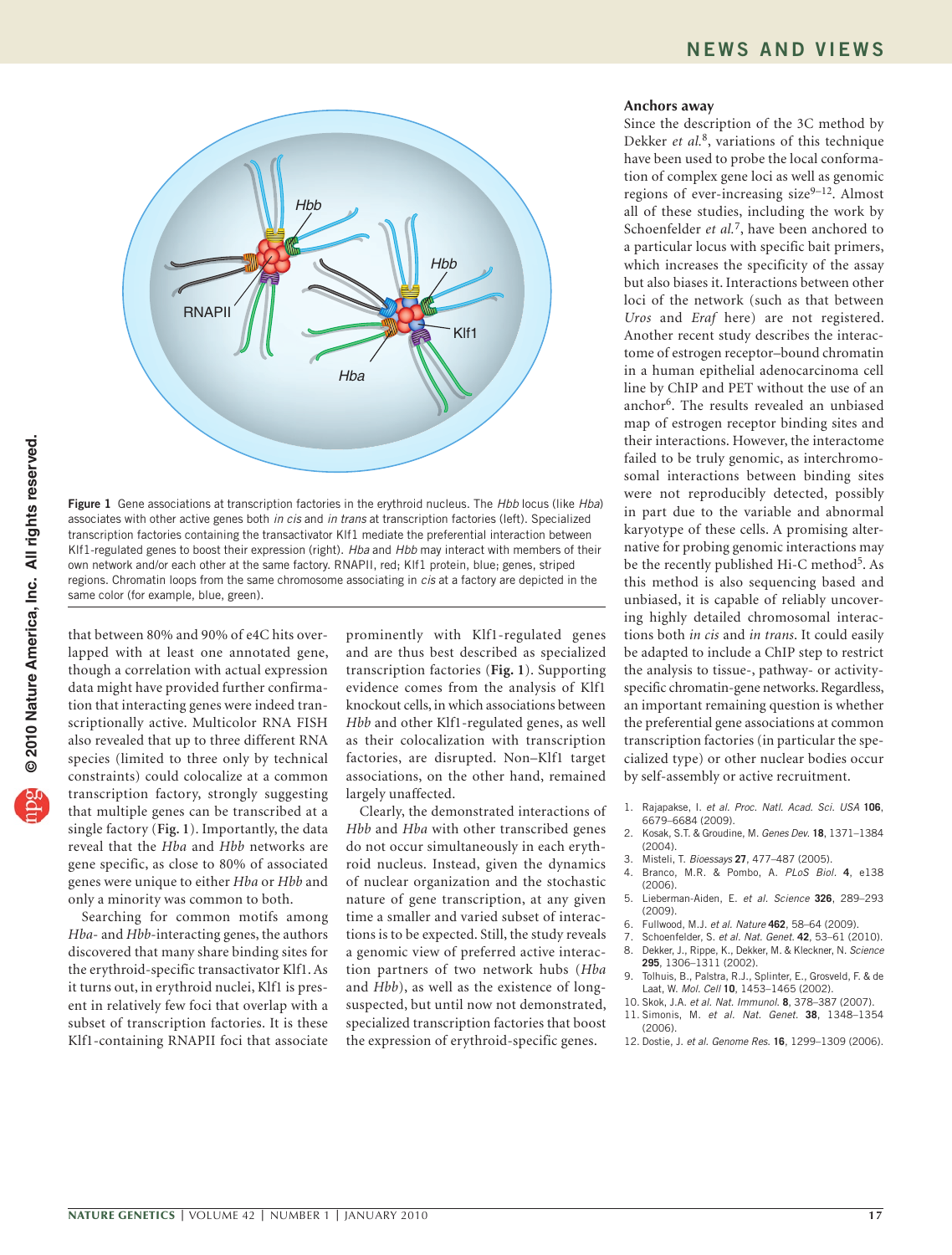Hbb

Hbb

RNAPII

Klf1

Hba

Figure 1 Gene associations at transcription factories in the erythroid nucleus. The *Hbb* locus (like *Hba*) associates with other active genes both *in cis* and *in trans* at transcription factories (left). Specialized transcription factories containing the transactivator Klf1 mediate the preferential interaction between Klf1-regulated genes to boost their expression (right). *Hba* and *Hbb* may interact with members of their own network and/or each other at the same factory. RNAPII, red; Klf1 protein, blue; genes, striped regions. Chromatin loops from the same chromosome associating in *cis* at a factory are depicted in the same color (for example, blue, green).

that between 80% and 90% of e4C hits overlapped with at least one annotated gene, though a correlation with actual expression data might have provided further confirmation that interacting genes were indeed transcriptionally active. Multicolor RNA FISH also revealed that up to three different RNA species (limited to three only by technical constraints) could colocalize at a common transcription factory, strongly suggesting that multiple genes can be transcribed at a single factory (**Fig. 1**). Importantly, the data reveal that the *Hba* and *Hbb* networks are gene specific, as close to 80% of associated genes were unique to either *Hba* or *Hbb* and only a minority was common to both.

Searching for common motifs among *Hba*- and *Hbb*-interacting genes, the authors discovered that many share binding sites for the erythroid-specific transactivator Klf1. As it turns out, in erythroid nuclei, Klf1 is present in relatively few foci that overlap with a subset of transcription factories. It is these Klf1-containing RNAPII foci that associate prominently with Klf1-regulated genes and are thus best described as specialized transcription factories (**Fig. 1**). Supporting evidence comes from the analysis of Klf1 knockout cells, in which associations between *Hbb* and other Klf1-regulated genes, as well as their colocalization with transcription factories, are disrupted. Non–Klf1 target associations, on the other hand, remained largely unaffected.

Clearly, the demonstrated interactions of *Hbb* and *Hba* with other transcribed genes do not occur simultaneously in each erythroid nucleus. Instead, given the dynamics of nuclear organization and the stochastic nature of gene transcription, at any given time a smaller and varied subset of interactions is to be expected. Still, the study reveals a genomic view of preferred active interaction partners of two network hubs (*Hba* and *Hbb*), as well as the existence of long-suspected, but until now not demonstrated, specialized transcription factories that boost the expression of erythroid-specific genes.

### Anchors away

Since the description of the 3C method by Dekker *et al.*[8], variations of this technique have been used to probe the local conformation of complex gene loci as well as genomic regions of ever-increasing size[9–12]. Almost all of these studies, including the work by Schoenfelder *et al.*[7], have been anchored to a particular locus with specific bait primers, which increases the specificity of the assay but also biases it. Interactions between other loci of the network (such as that between *Uros* and *Eraf* here) are not registered. Another recent study describes the interactome of estrogen receptor–bound chromatin in a human epithelial adenocarcinoma cell line by ChIP and PET without the use of an anchor[6]. The results revealed an unbiased map of estrogen receptor binding sites and their interactions. However, the interactome failed to be truly genomic, as interchromosomal interactions between binding sites were not reproducibly detected, possibly in part due to the variable and abnormal karyotype of these cells. A promising alternative for probing genomic interactions may be the recently published Hi-C method[5]. As this method is also sequencing based and unbiased, it is capable of reliably uncovering highly detailed chromosomal interactions both *in cis* and *in trans*. It could easily be adapted to include a ChIP step to restrict the analysis to tissue-, pathway- or activity-specific chromatin-gene networks. Regardless, an important remaining question is whether the preferential gene associations at common transcription factories (in particular the specialized type) or other nuclear bodies occur by self-assembly or active recruitment.

1. Rajapakse, I. *et al. Proc. Natl. Acad. Sci. USA* **106**, 6679–6684 (2009).
2. Kosak, S.T. & Groudine, M. *Genes Dev.* **18**, 1371–1384 (2004).
3. Misteli, T. *Bioessays* **27**, 477–487 (2005).
4. Branco, M.R. & Pombo, A. *PLoS Biol.* **4**, e138 (2006).
5. Lieberman-Aiden, E. *et al. Science* **326**, 289–293 (2009).
6. Fullwood, M.J. *et al. Nature* **462**, 58–64 (2009).
7. Schoenfelder, S. *et al. Nat. Genet.* **42**, 53–61 (2010).
8. Dekker, J., Rippe, K., Dekker, M. & Kleckner, N. *Science* **295**, 1306–1311 (2002).
9. Tolhuis, B., Palstra, R.J., Splinter, E., Grosveld, F. & de Laat, W. *Mol. Cell* **10**, 1453–1465 (2002).
10. Skok, J.A. *et al. Nat. Immunol.* **8**, 378–387 (2007).
11. Simonis, M. *et al. Nat. Genet.* **38**, 1348–1354 (2006).
12. Dostie, J. *et al. Genome Res.* **16**, 1299–1309 (2006).